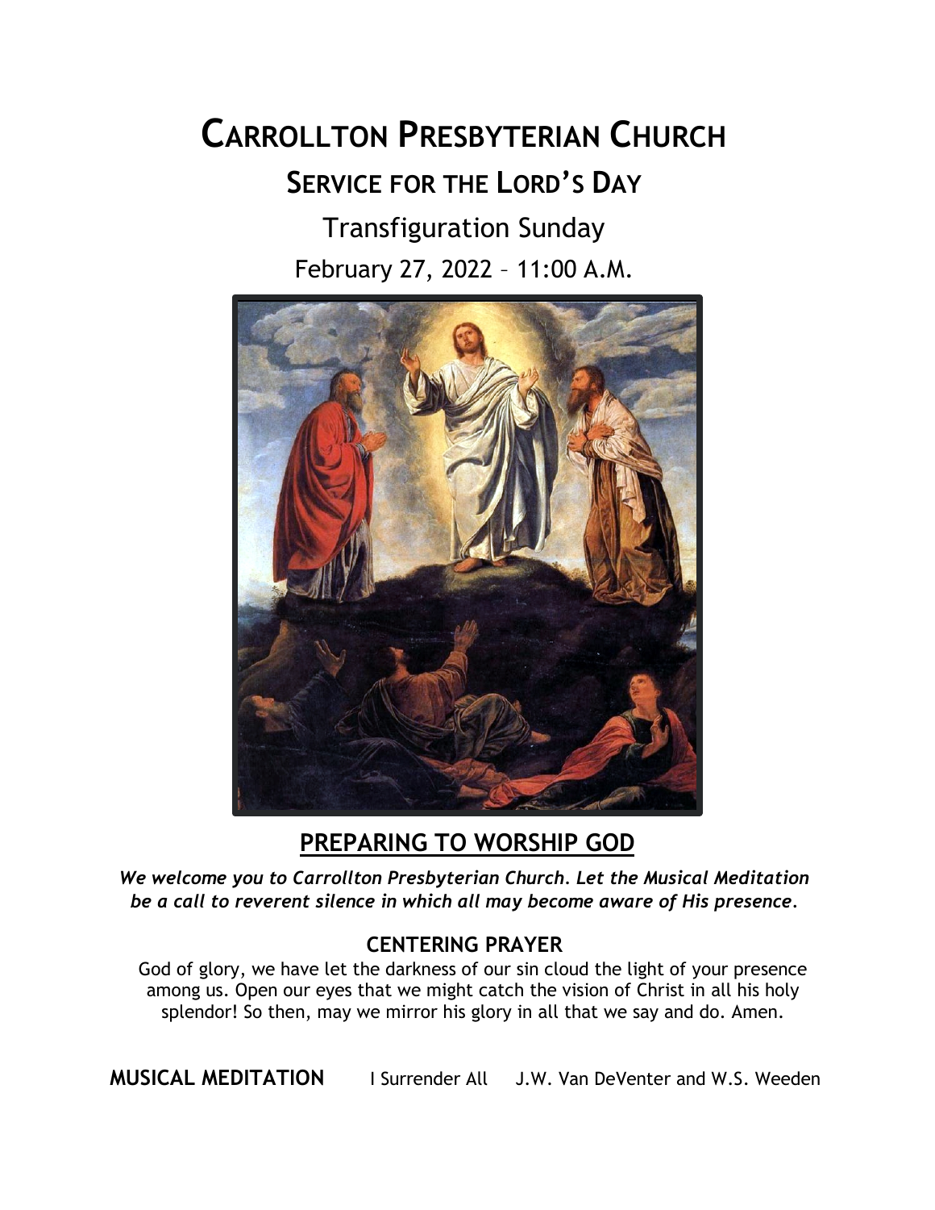# CARROLLTON PRESBYTERIAN CHURCH

## SERVICE FOR THE LORD'S DAY

Transfiguration Sunday

February 27, 2022 – 11:00 A.M.

## PREPARING TO WORSHIP GOD

***We welcome you to Carrollton Presbyterian Church. Let the Musical Meditation be a call to reverent silence in which all may become aware of His presence.***

### CENTERING PRAYER

God of glory, we have let the darkness of our sin cloud the light of your presence among us. Open our eyes that we might catch the vision of Christ in all his holy splendor! So then, may we mirror his glory in all that we say and do. Amen.

**MUSICAL MEDITATION** I Surrender All J.W. Van DeVenter and W.S. Weeden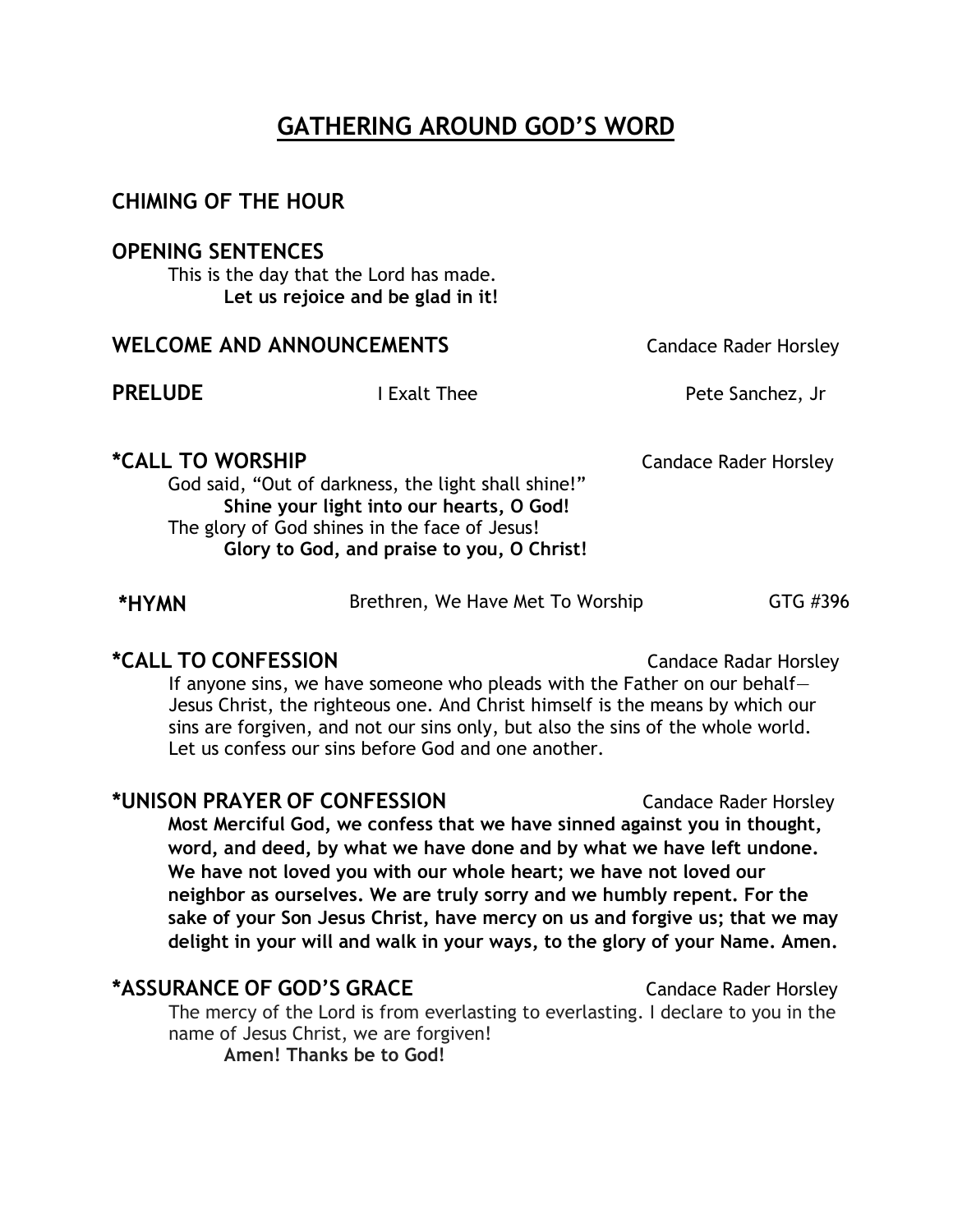# GATHERING AROUND GOD'S WORD

**CHIMING OF THE HOUR**

**OPENING SENTENCES**

This is the day that the Lord has made.
**Let us rejoice and be glad in it!**

**WELCOME AND ANNOUNCEMENTS** Candace Rader Horsley

**PRELUDE** I Exalt Thee Pete Sanchez, Jr

***CALL TO WORSHIP** Candace Rader Horsley

God said, "Out of darkness, the light shall shine!"
**Shine your light into our hearts, O God!**
The glory of God shines in the face of Jesus!
**Glory to God, and praise to you, O Christ!**

***HYMN** Brethren, We Have Met To Worship GTG #396

***CALL TO CONFESSION** Candace Radar Horsley

If anyone sins, we have someone who pleads with the Father on our behalf—Jesus Christ, the righteous one. And Christ himself is the means by which our sins are forgiven, and not our sins only, but also the sins of the whole world. Let us confess our sins before God and one another.

***UNISON PRAYER OF CONFESSION** Candace Rader Horsley

**Most Merciful God, we confess that we have sinned against you in thought, word, and deed, by what we have done and by what we have left undone. We have not loved you with our whole heart; we have not loved our neighbor as ourselves. We are truly sorry and we humbly repent. For the sake of your Son Jesus Christ, have mercy on us and forgive us; that we may delight in your will and walk in your ways, to the glory of your Name. Amen.**

***ASSURANCE OF GOD'S GRACE** Candace Rader Horsley

The mercy of the Lord is from everlasting to everlasting. I declare to you in the name of Jesus Christ, we are forgiven!
**Amen! Thanks be to God!**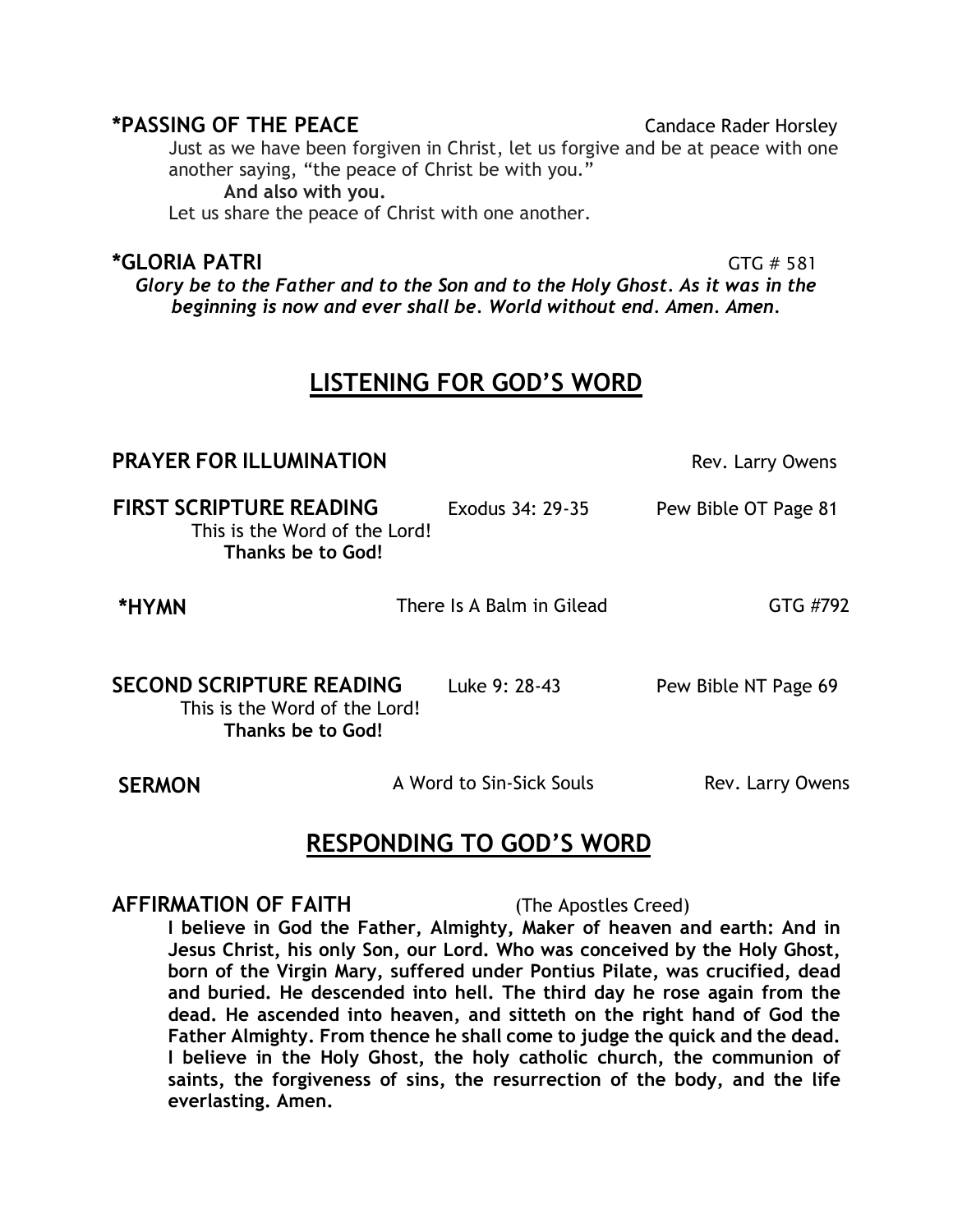**\*PASSING OF THE PEACE** Candace Rader Horsley

Just as we have been forgiven in Christ, let us forgive and be at peace with one another saying, "the peace of Christ be with you."

**And also with you.**

Let us share the peace of Christ with one another.

**\*GLORIA PATRI** GTG # 581

***Glory be to the Father and to the Son and to the Holy Ghost. As it was in the beginning is now and ever shall be. World without end. Amen. Amen.***

## LISTENING FOR GOD'S WORD

**PRAYER FOR ILLUMINATION** Rev. Larry Owens

**FIRST SCRIPTURE READING** Exodus 34: 29-35 Pew Bible OT Page 81

This is the Word of the Lord!

**Thanks be to God!**

**\*HYMN** There Is A Balm in Gilead GTG #792

**SECOND SCRIPTURE READING** Luke 9: 28-43 Pew Bible NT Page 69

This is the Word of the Lord!

**Thanks be to God!**

**SERMON** A Word to Sin-Sick Souls Rev. Larry Owens

## RESPONDING TO GOD'S WORD

**AFFIRMATION OF FAITH** (The Apostles Creed)

**I believe in God the Father, Almighty, Maker of heaven and earth: And in Jesus Christ, his only Son, our Lord. Who was conceived by the Holy Ghost, born of the Virgin Mary, suffered under Pontius Pilate, was crucified, dead and buried. He descended into hell. The third day he rose again from the dead. He ascended into heaven, and sitteth on the right hand of God the Father Almighty. From thence he shall come to judge the quick and the dead. I believe in the Holy Ghost, the holy catholic church, the communion of saints, the forgiveness of sins, the resurrection of the body, and the life everlasting. Amen.**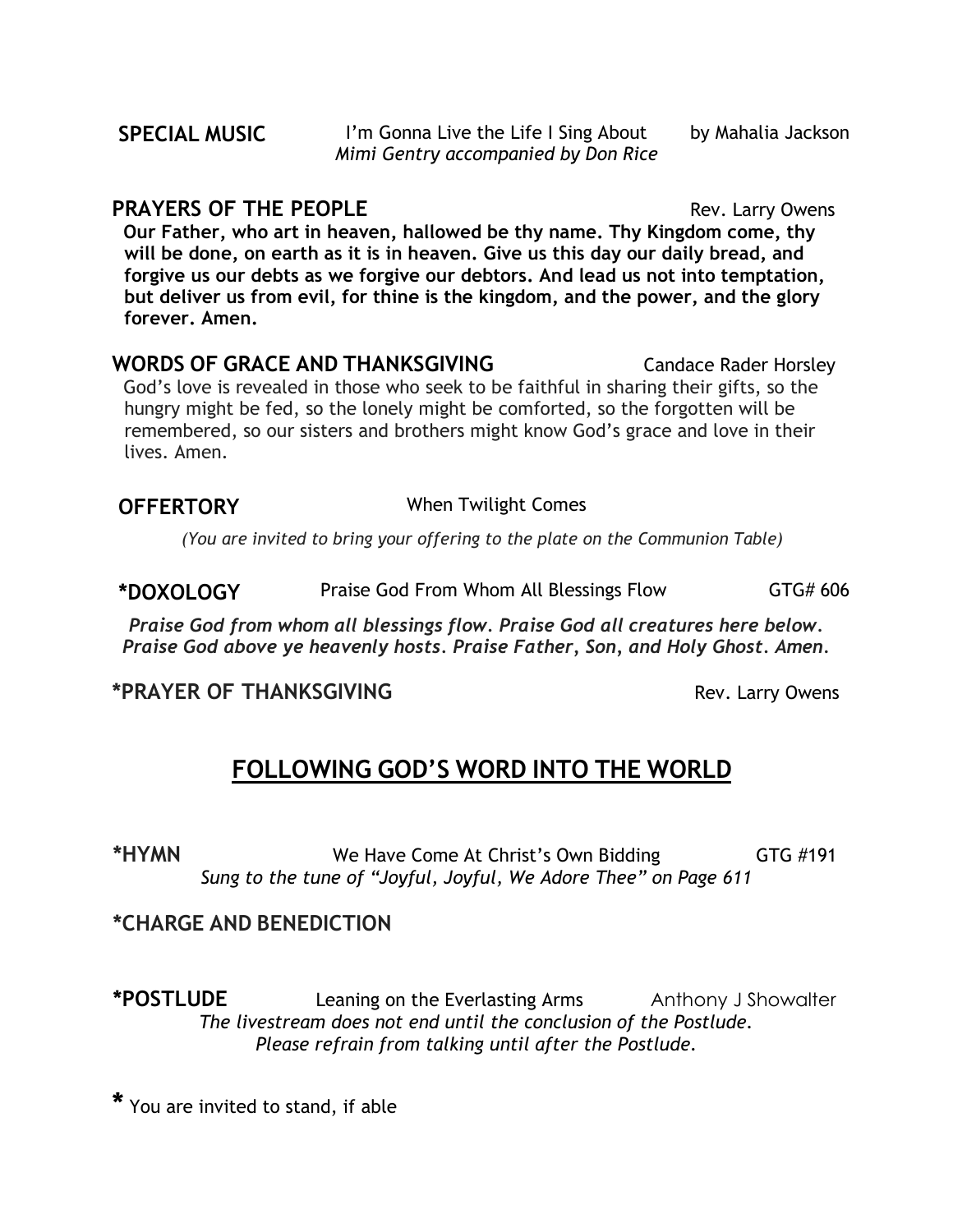**SPECIAL MUSIC** I'm Gonna Live the Life I Sing About by Mahalia Jackson
*Mimi Gentry accompanied by Don Rice*

**PRAYERS OF THE PEOPLE** Rev. Larry Owens

**Our Father, who art in heaven, hallowed be thy name. Thy Kingdom come, thy will be done, on earth as it is in heaven. Give us this day our daily bread, and forgive us our debts as we forgive our debtors. And lead us not into temptation, but deliver us from evil, for thine is the kingdom, and the power, and the glory forever. Amen.**

**WORDS OF GRACE AND THANKSGIVING** Candace Rader Horsley

God's love is revealed in those who seek to be faithful in sharing their gifts, so the hungry might be fed, so the lonely might be comforted, so the forgotten will be remembered, so our sisters and brothers might know God's grace and love in their lives. Amen.

**OFFERTORY** When Twilight Comes

*(You are invited to bring your offering to the plate on the Communion Table)*

**\*DOXOLOGY** Praise God From Whom All Blessings Flow GTG# 606

***Praise God from whom all blessings flow. Praise God all creatures here below. Praise God above ye heavenly hosts. Praise Father, Son, and Holy Ghost. Amen.***

**\*PRAYER OF THANKSGIVING** Rev. Larry Owens

## FOLLOWING GOD'S WORD INTO THE WORLD

**\*HYMN** We Have Come At Christ's Own Bidding GTG #191
*Sung to the tune of "Joyful, Joyful, We Adore Thee" on Page 611*

**\*CHARGE AND BENEDICTION**

**\*POSTLUDE** Leaning on the Everlasting Arms Anthony J Showalter
*The livestream does not end until the conclusion of the Postlude.*
*Please refrain from talking until after the Postlude.*

**\*** You are invited to stand, if able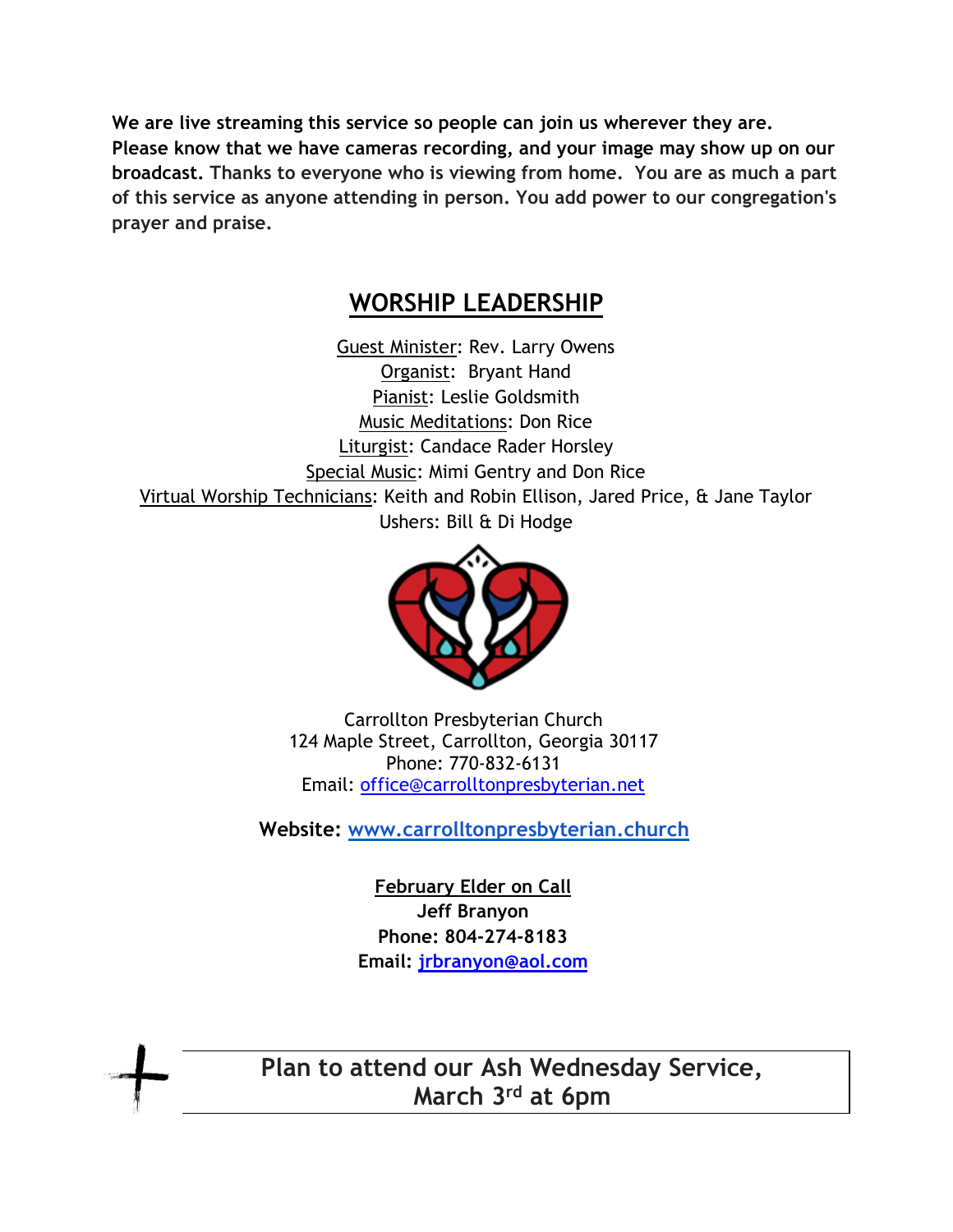**We are live streaming this service so people can join us wherever they are. Please know that we have cameras recording, and your image may show up on our broadcast. Thanks to everyone who is viewing from home. You are as much a part of this service as anyone attending in person. You add power to our congregation's prayer and praise.**

## WORSHIP LEADERSHIP

Guest Minister: Rev. Larry Owens
Organist: Bryant Hand
Pianist: Leslie Goldsmith
Music Meditations: Don Rice
Liturgist: Candace Rader Horsley
Special Music: Mimi Gentry and Don Rice
Virtual Worship Technicians: Keith and Robin Ellison, Jared Price, & Jane Taylor
Ushers: Bill & Di Hodge

Carrollton Presbyterian Church
124 Maple Street, Carrollton, Georgia 30117
Phone: 770-832-6131
Email: office@carrolltonpresbyterian.net

**Website: www.carrolltonpresbyterian.church**

**February Elder on Call**
**Jeff Branyon**
**Phone: 804-274-8183**
**Email: jrbranyon@aol.com**

**Plan to attend our Ash Wednesday Service, March 3rd at 6pm**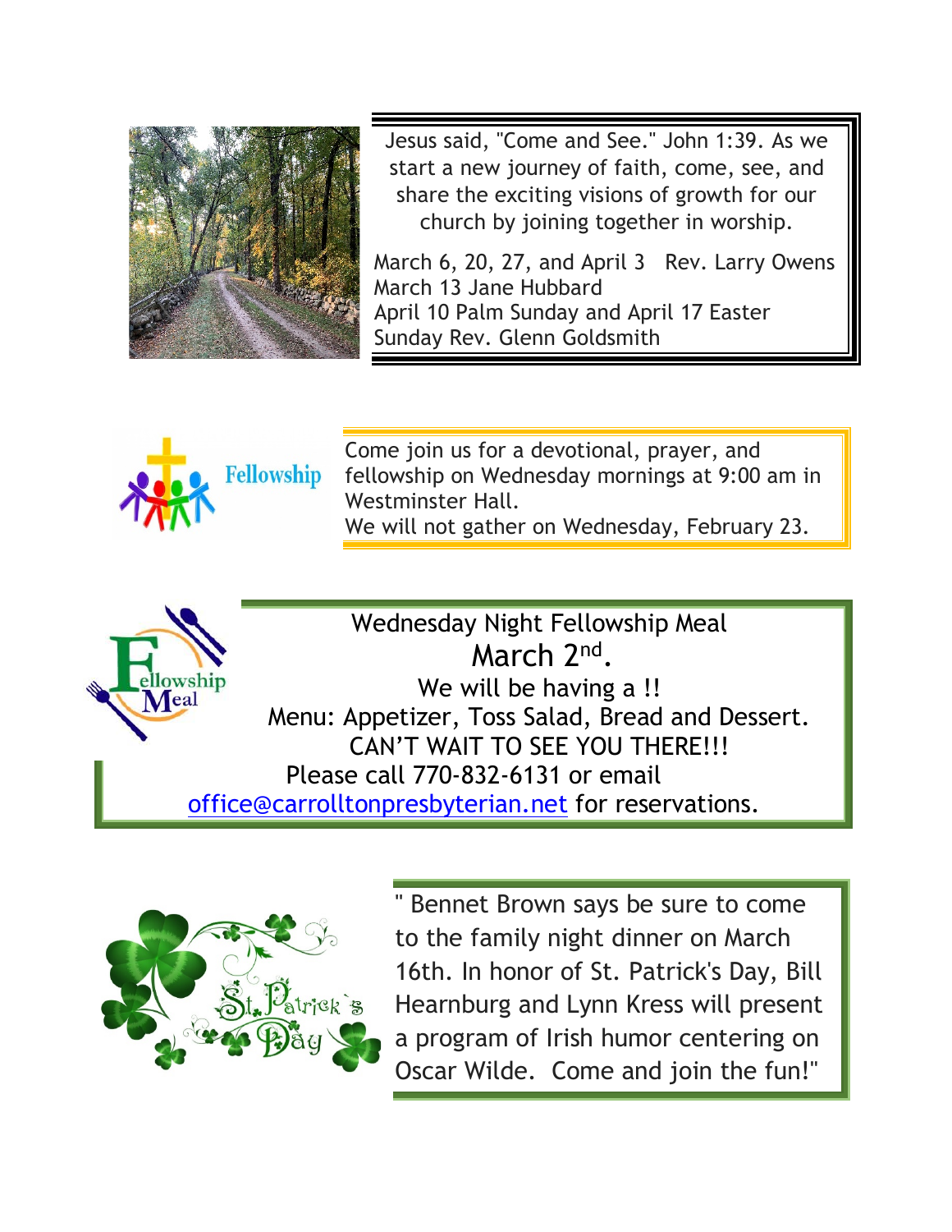Jesus said, "Come and See." John 1:39. As we start a new journey of faith, come, see, and share the exciting visions of growth for our church by joining together in worship.

March 6, 20, 27, and April 3 Rev. Larry Owens
March 13 Jane Hubbard
April 10 Palm Sunday and April 17 Easter Sunday Rev. Glenn Goldsmith

Fellowship

Come join us for a devotional, prayer, and fellowship on Wednesday mornings at 9:00 am in Westminster Hall.
We will not gather on Wednesday, February 23.

Fellowship Meal

Wednesday Night Fellowship Meal
March 2nd.
We will be having a !!
Menu: Appetizer, Toss Salad, Bread and Dessert.
CAN'T WAIT TO SEE YOU THERE!!!
Please call 770-832-6131 or email office@carrolltonpresbyterian.net for reservations.

St. Patrick's Day

" Bennet Brown says be sure to come to the family night dinner on March 16th. In honor of St. Patrick's Day, Bill Hearnburg and Lynn Kress will present a program of Irish humor centering on Oscar Wilde. Come and join the fun!"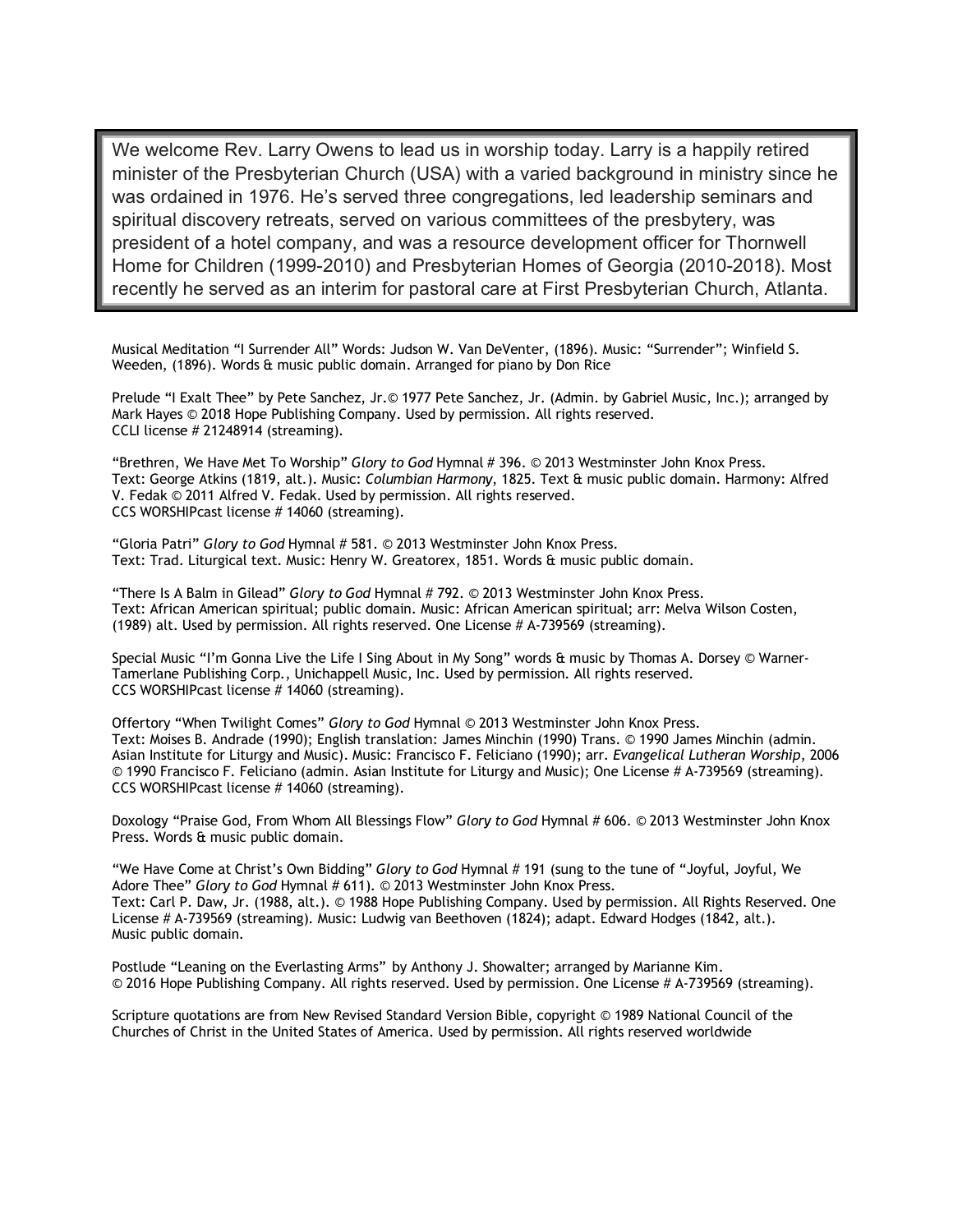We welcome Rev. Larry Owens to lead us in worship today. Larry is a happily retired minister of the Presbyterian Church (USA) with a varied background in ministry since he was ordained in 1976. He's served three congregations, led leadership seminars and spiritual discovery retreats, served on various committees of the presbytery, was president of a hotel company, and was a resource development officer for Thornwell Home for Children (1999-2010) and Presbyterian Homes of Georgia (2010-2018). Most recently he served as an interim for pastoral care at First Presbyterian Church, Atlanta.

Musical Meditation "I Surrender All" Words: Judson W. Van DeVenter, (1896). Music: "Surrender"; Winfield S. Weeden, (1896). Words & music public domain. Arranged for piano by Don Rice

Prelude "I Exalt Thee" by Pete Sanchez, Jr.© 1977 Pete Sanchez, Jr. (Admin. by Gabriel Music, Inc.); arranged by Mark Hayes © 2018 Hope Publishing Company. Used by permission. All rights reserved.
CCLI license # 21248914 (streaming).

"Brethren, We Have Met To Worship" *Glory to God* Hymnal # 396. © 2013 Westminster John Knox Press.
Text: George Atkins (1819, alt.). Music: *Columbian Harmony*, 1825. Text & music public domain. Harmony: Alfred V. Fedak © 2011 Alfred V. Fedak. Used by permission. All rights reserved.
CCS WORSHIPcast license # 14060 (streaming).

"Gloria Patri" *Glory to God* Hymnal # 581. © 2013 Westminster John Knox Press.
Text: Trad. Liturgical text. Music: Henry W. Greatorex, 1851. Words & music public domain.

"There Is A Balm in Gilead" *Glory to God* Hymnal # 792. © 2013 Westminster John Knox Press.
Text: African American spiritual; public domain. Music: African American spiritual; arr: Melva Wilson Costen, (1989) alt. Used by permission. All rights reserved. One License # A-739569 (streaming).

Special Music "I'm Gonna Live the Life I Sing About in My Song" words & music by Thomas A. Dorsey © Warner-Tamerlane Publishing Corp., Unichappell Music, Inc. Used by permission. All rights reserved.
CCS WORSHIPcast license # 14060 (streaming).

Offertory "When Twilight Comes" *Glory to God* Hymnal © 2013 Westminster John Knox Press.
Text: Moises B. Andrade (1990); English translation: James Minchin (1990) Trans. © 1990 James Minchin (admin. Asian Institute for Liturgy and Music). Music: Francisco F. Feliciano (1990); arr. *Evangelical Lutheran Worship*, 2006 © 1990 Francisco F. Feliciano (admin. Asian Institute for Liturgy and Music); One License # A-739569 (streaming).
CCS WORSHIPcast license # 14060 (streaming).

Doxology "Praise God, From Whom All Blessings Flow" *Glory to God* Hymnal # 606. © 2013 Westminster John Knox Press. Words & music public domain.

"We Have Come at Christ's Own Bidding" *Glory to God* Hymnal # 191 (sung to the tune of "Joyful, Joyful, We Adore Thee" *Glory to God* Hymnal # 611). © 2013 Westminster John Knox Press.
Text: Carl P. Daw, Jr. (1988, alt.). © 1988 Hope Publishing Company. Used by permission. All Rights Reserved. One License # A-739569 (streaming). Music: Ludwig van Beethoven (1824); adapt. Edward Hodges (1842, alt.).
Music public domain.

Postlude "Leaning on the Everlasting Arms" by Anthony J. Showalter; arranged by Marianne Kim.
© 2016 Hope Publishing Company. All rights reserved. Used by permission. One License # A-739569 (streaming).

Scripture quotations are from New Revised Standard Version Bible, copyright © 1989 National Council of the Churches of Christ in the United States of America. Used by permission. All rights reserved worldwide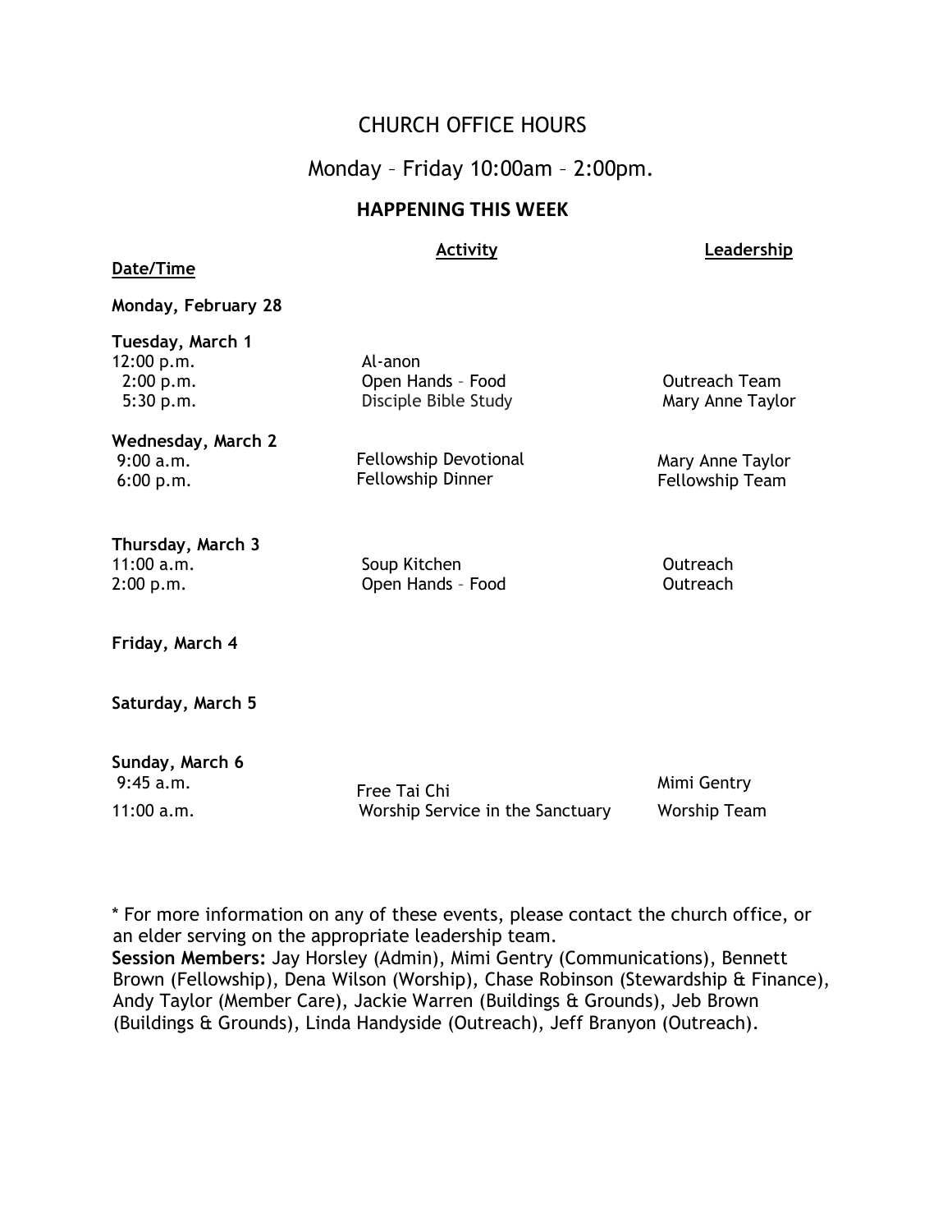# CHURCH OFFICE HOURS

## Monday – Friday 10:00am – 2:00pm.

### HAPPENING THIS WEEK

| Date/Time | Activity | Leadership |
|---|---|---|
| **Monday, February 28** | | |
| **Tuesday, March 1** | | |
| 12:00 p.m. | Al-anon | |
| 2:00 p.m. | Open Hands – Food | Outreach Team |
| 5:30 p.m. | Disciple Bible Study | Mary Anne Taylor |
| **Wednesday, March 2** | | |
| 9:00 a.m. | Fellowship Devotional | Mary Anne Taylor |
| 6:00 p.m. | Fellowship Dinner | Fellowship Team |
| **Thursday, March 3** | | |
| 11:00 a.m. | Soup Kitchen | Outreach |
| 2:00 p.m. | Open Hands – Food | Outreach |
| **Friday, March 4** | | |
| **Saturday, March 5** | | |
| **Sunday, March 6** | | |
| 9:45 a.m. | Free Tai Chi | Mimi Gentry |
| 11:00 a.m. | Worship Service in the Sanctuary | Worship Team |

* For more information on any of these events, please contact the church office, or an elder serving on the appropriate leadership team.

**Session Members:** Jay Horsley (Admin), Mimi Gentry (Communications), Bennett Brown (Fellowship), Dena Wilson (Worship), Chase Robinson (Stewardship & Finance), Andy Taylor (Member Care), Jackie Warren (Buildings & Grounds), Jeb Brown (Buildings & Grounds), Linda Handyside (Outreach), Jeff Branyon (Outreach).